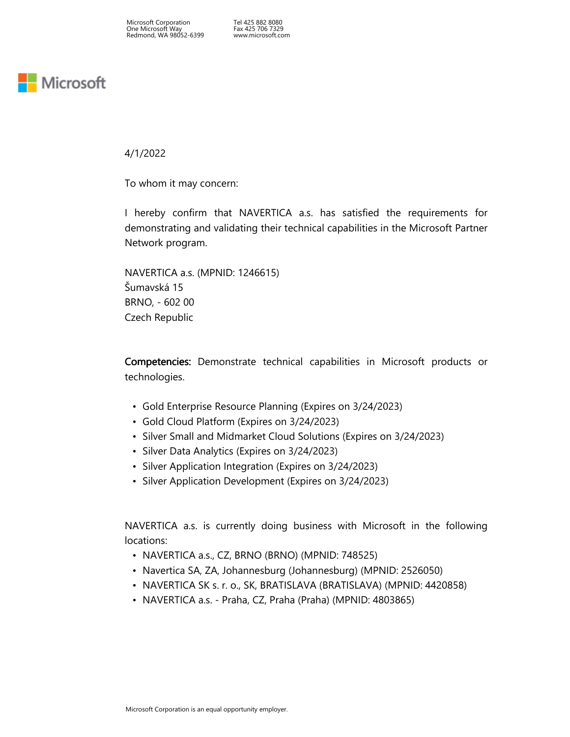Microsoft Corporation
One Microsoft Way
Redmond, WA 98052-6399

Tel 425 882 8080
Fax 425 706 7329
www.microsoft.com

Microsoft

4/1/2022

To whom it may concern:

I hereby confirm that NAVERTICA a.s. has satisfied the requirements for demonstrating and validating their technical capabilities in the Microsoft Partner Network program.

NAVERTICA a.s. (MPNID: 1246615)
Šumavská 15
BRNO, - 602 00
Czech Republic

**Competencies:** Demonstrate technical capabilities in Microsoft products or technologies.

- Gold Enterprise Resource Planning (Expires on 3/24/2023)
- Gold Cloud Platform (Expires on 3/24/2023)
- Silver Small and Midmarket Cloud Solutions (Expires on 3/24/2023)
- Silver Data Analytics (Expires on 3/24/2023)
- Silver Application Integration (Expires on 3/24/2023)
- Silver Application Development (Expires on 3/24/2023)

NAVERTICA a.s. is currently doing business with Microsoft in the following locations:

- NAVERTICA a.s., CZ, BRNO (BRNO) (MPNID: 748525)
- Navertica SA, ZA, Johannesburg (Johannesburg) (MPNID: 2526050)
- NAVERTICA SK s. r. o., SK, BRATISLAVA (BRATISLAVA) (MPNID: 4420858)
- NAVERTICA a.s. - Praha, CZ, Praha (Praha) (MPNID: 4803865)

Microsoft Corporation is an equal opportunity employer.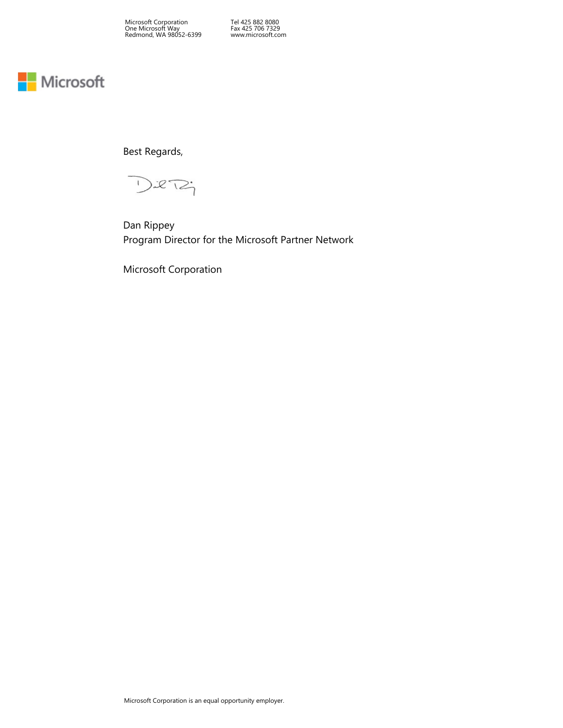Microsoft Corporation
One Microsoft Way
Redmond, WA 98052-6399

Tel 425 882 8080
Fax 425 706 7329
www.microsoft.com

Microsoft

Best Regards,

Dan Rippey
Program Director for the Microsoft Partner Network

Microsoft Corporation

Microsoft Corporation is an equal opportunity employer.